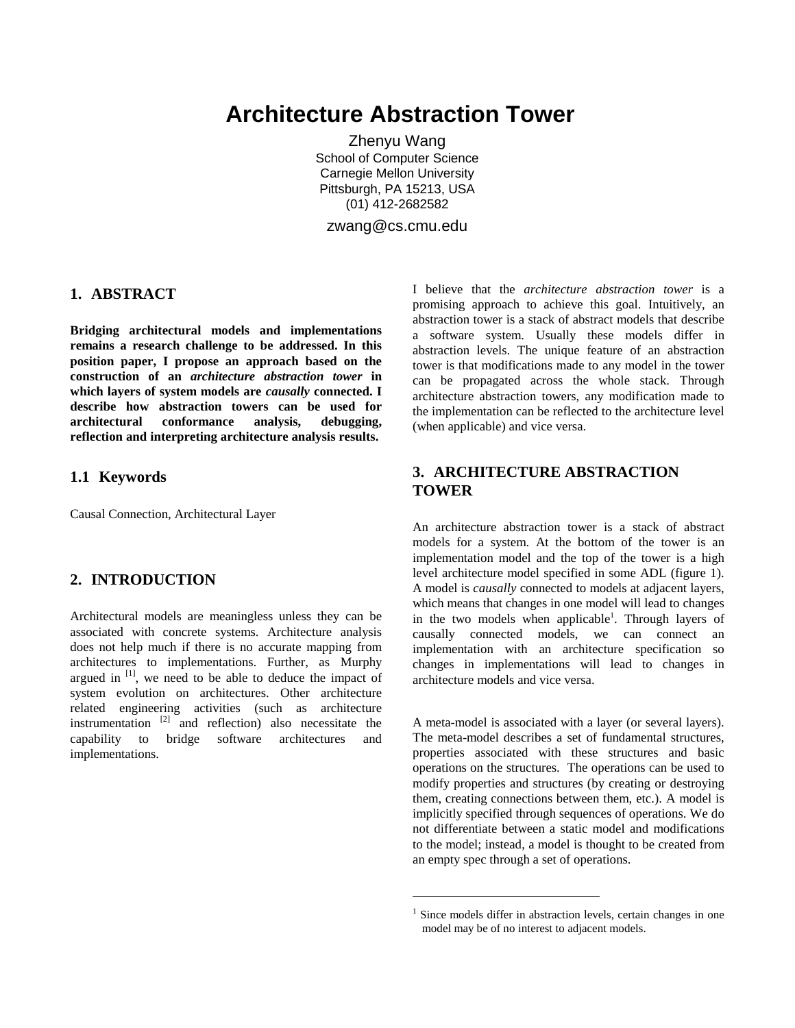# Architecture Abstraction Tower

Zhenyu Wang
School of Computer Science
Carnegie Mellon University
Pittsburgh, PA 15213, USA
(01) 412-2682582
zwang@cs.cmu.edu

## 1. ABSTRACT

**Bridging architectural models and implementations remains a research challenge to be addressed. In this position paper, I propose an approach based on the construction of an *architecture abstraction tower* in which layers of system models are *causally* connected. I describe how abstraction towers can be used for architectural conformance analysis, debugging, reflection and interpreting architecture analysis results.**

### 1.1 Keywords

Causal Connection, Architectural Layer

## 2. INTRODUCTION

Architectural models are meaningless unless they can be associated with concrete systems. Architecture analysis does not help much if there is no accurate mapping from architectures to implementations. Further, as Murphy argued in [1], we need to be able to deduce the impact of system evolution on architectures. Other architecture related engineering activities (such as architecture instrumentation [2] and reflection) also necessitate the capability to bridge software architectures and implementations.

I believe that the *architecture abstraction tower* is a promising approach to achieve this goal. Intuitively, an abstraction tower is a stack of abstract models that describe a software system. Usually these models differ in abstraction levels. The unique feature of an abstraction tower is that modifications made to any model in the tower can be propagated across the whole stack. Through architecture abstraction towers, any modification made to the implementation can be reflected to the architecture level (when applicable) and vice versa.

## 3. ARCHITECTURE ABSTRACTION TOWER

An architecture abstraction tower is a stack of abstract models for a system. At the bottom of the tower is an implementation model and the top of the tower is a high level architecture model specified in some ADL (figure 1). A model is *causally* connected to models at adjacent layers, which means that changes in one model will lead to changes in the two models when applicable[1]. Through layers of causally connected models, we can connect an implementation with an architecture specification so changes in implementations will lead to changes in architecture models and vice versa.

A meta-model is associated with a layer (or several layers). The meta-model describes a set of fundamental structures, properties associated with these structures and basic operations on the structures. The operations can be used to modify properties and structures (by creating or destroying them, creating connections between them, etc.). A model is implicitly specified through sequences of operations. We do not differentiate between a static model and modifications to the model; instead, a model is thought to be created from an empty spec through a set of operations.

---

[1] Since models differ in abstraction levels, certain changes in one model may be of no interest to adjacent models.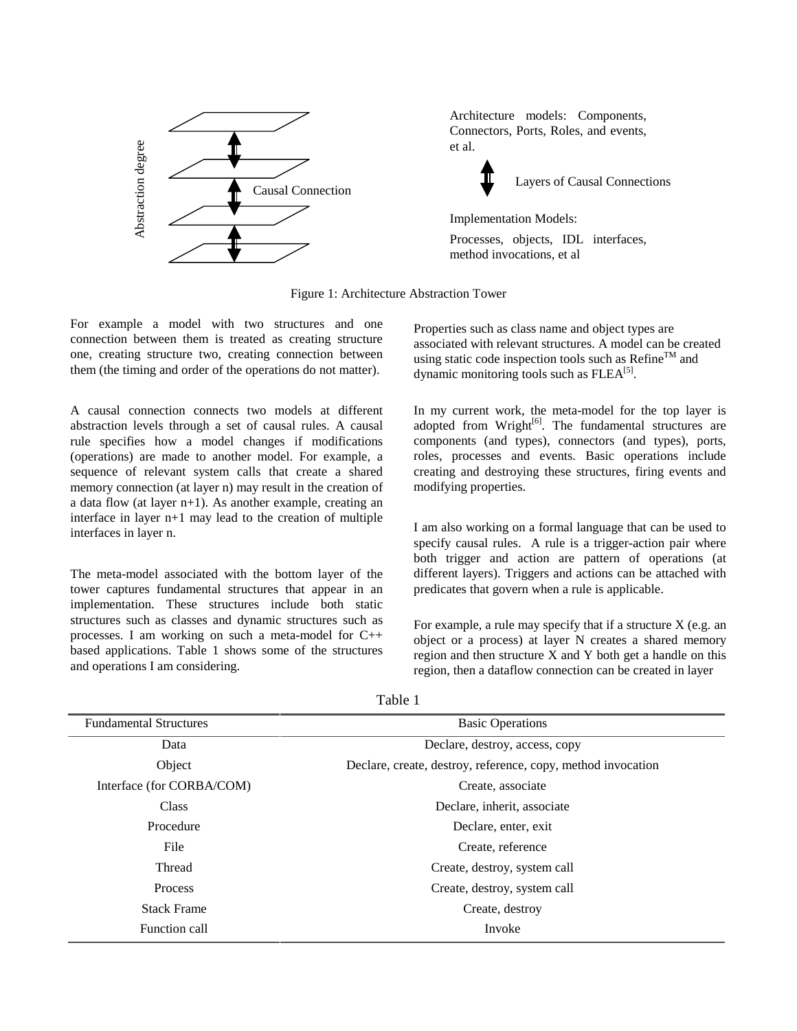Architecture models: Components, Connectors, Ports, Roles, and events, et al.

Layers of Causal Connections

Implementation Models:

Processes, objects, IDL interfaces, method invocations, et al

Abstraction degree

Causal Connection

Figure 1: Architecture Abstraction Tower

For example a model with two structures and one connection between them is treated as creating structure one, creating structure two, creating connection between them (the timing and order of the operations do not matter).

A causal connection connects two models at different abstraction levels through a set of causal rules. A causal rule specifies how a model changes if modifications (operations) are made to another model. For example, a sequence of relevant system calls that create a shared memory connection (at layer n) may result in the creation of a data flow (at layer n+1). As another example, creating an interface in layer n+1 may lead to the creation of multiple interfaces in layer n.

The meta-model associated with the bottom layer of the tower captures fundamental structures that appear in an implementation. These structures include both static structures such as classes and dynamic structures such as processes. I am working on such a meta-model for C++ based applications. Table 1 shows some of the structures and operations I am considering.

Properties such as class name and object types are associated with relevant structures. A model can be created using static code inspection tools such as Refine™ and dynamic monitoring tools such as FLEA[5].

In my current work, the meta-model for the top layer is adopted from Wright[6]. The fundamental structures are components (and types), connectors (and types), ports, roles, processes and events. Basic operations include creating and destroying these structures, firing events and modifying properties.

I am also working on a formal language that can be used to specify causal rules. A rule is a trigger-action pair where both trigger and action are pattern of operations (at different layers). Triggers and actions can be attached with predicates that govern when a rule is applicable.

For example, a rule may specify that if a structure X (e.g. an object or a process) at layer N creates a shared memory region and then structure X and Y both get a handle on this region, then a dataflow connection can be created in layer

Table 1

| Fundamental Structures | Basic Operations |
|---|---|
| Data | Declare, destroy, access, copy |
| Object | Declare, create, destroy, reference, copy, method invocation |
| Interface (for CORBA/COM) | Create, associate |
| Class | Declare, inherit, associate |
| Procedure | Declare, enter, exit |
| File | Create, reference |
| Thread | Create, destroy, system call |
| Process | Create, destroy, system call |
| Stack Frame | Create, destroy |
| Function call | Invoke |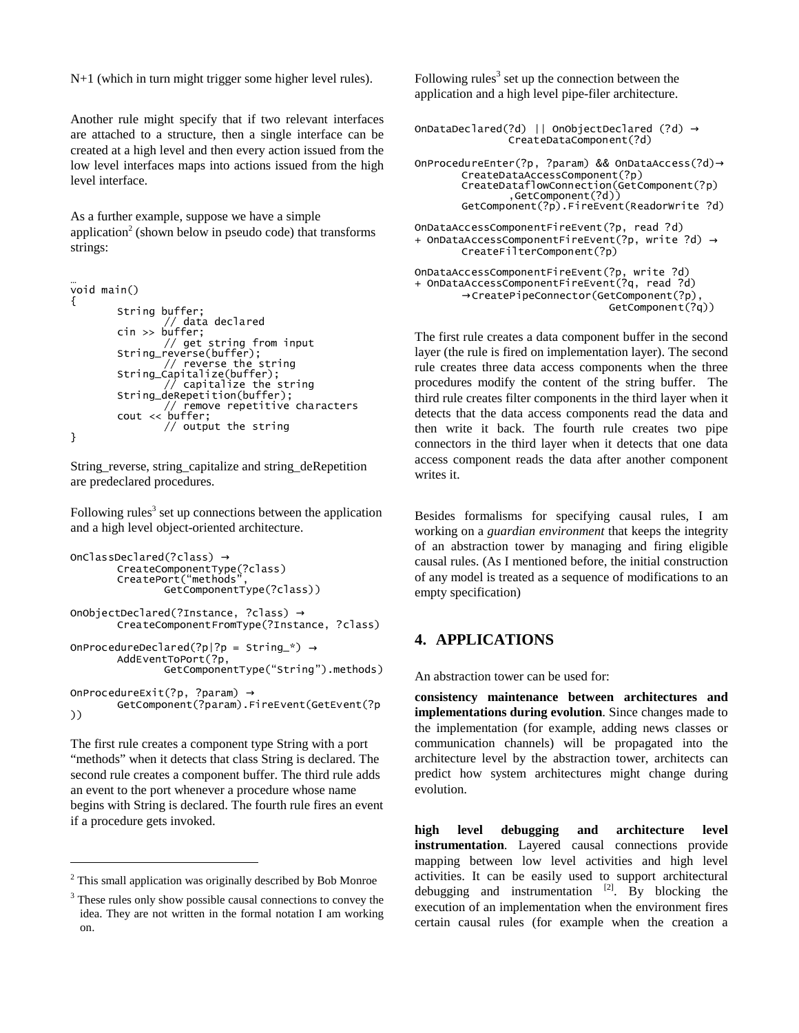N+1 (which in turn might trigger some higher level rules).

Another rule might specify that if two relevant interfaces are attached to a structure, then a single interface can be created at a high level and then every action issued from the low level interfaces maps into actions issued from the high level interface.

As a further example, suppose we have a simple application[2] (shown below in pseudo code) that transforms strings:

```
…
void main()
{
        String buffer;
                // data declared
        cin >> buffer;
                // get string from input
        String_reverse(buffer);
                // reverse the string
        String_Capitalize(buffer);
                // capitalize the string
        String_deRepetition(buffer);
                // remove repetitive characters
        cout << buffer;
                // output the string
}
```

String_reverse, string_capitalize and string_deRepetition are predeclared procedures.

Following rules[3] set up connections between the application and a high level object-oriented architecture.

```
OnClassDeclared(?class) →
        CreateComponentType(?class)
        CreatePort("methods",
                GetComponentType(?class))

OnObjectDeclared(?Instance, ?class) →
        CreateComponentFromType(?Instance, ?class)

OnProcedureDeclared(?p|?p = String_*) →
        AddEventToPort(?p,
                GetComponentType("String").methods)

OnProcedureExit(?p, ?param) →
        GetComponent(?param).FireEvent(GetEvent(?p
))
```

The first rule creates a component type String with a port "methods" when it detects that class String is declared. The second rule creates a component buffer. The third rule adds an event to the port whenever a procedure whose name begins with String is declared. The fourth rule fires an event if a procedure gets invoked.

Following rules[3] set up the connection between the application and a high level pipe-filer architecture.

```
OnDataDeclared(?d) || OnObjectDeclared (?d) →
              CreateDataComponent(?d)

OnProcedureEnter(?p, ?param) && OnDataAccess(?d)→
        CreateDataAccessComponent(?p)
        CreateDataflowConnection(GetComponent(?p)
              ,GetComponent(?d))
        GetComponent(?p).FireEvent(ReadorWrite ?d)

OnDataAccessComponentFireEvent(?p, read ?d)
+ OnDataAccessComponentFireEvent(?p, write ?d) →
        CreateFilterComponent(?p)

OnDataAccessComponentFireEvent(?p, write ?d)
+ OnDataAccessComponentFireEvent(?q, read ?d)
        →CreatePipeConnector(GetComponent(?p),
                             GetComponent(?q))
```

The first rule creates a data component buffer in the second layer (the rule is fired on implementation layer). The second rule creates three data access components when the three procedures modify the content of the string buffer. The third rule creates filter components in the third layer when it detects that the data access components read the data and then write it back. The fourth rule creates two pipe connectors in the third layer when it detects that one data access component reads the data after another component writes it.

Besides formalisms for specifying causal rules, I am working on a *guardian environment* that keeps the integrity of an abstraction tower by managing and firing eligible causal rules. (As I mentioned before, the initial construction of any model is treated as a sequence of modifications to an empty specification)

## 4. APPLICATIONS

An abstraction tower can be used for:

**consistency maintenance between architectures and implementations during evolution**. Since changes made to the implementation (for example, adding news classes or communication channels) will be propagated into the architecture level by the abstraction tower, architects can predict how system architectures might change during evolution.

**high level debugging and architecture level instrumentation**. Layered causal connections provide mapping between low level activities and high level activities. It can be easily used to support architectural debugging and instrumentation [2]. By blocking the execution of an implementation when the environment fires certain causal rules (for example when the creation a

[2] This small application was originally described by Bob Monroe

[3] These rules only show possible causal connections to convey the idea. They are not written in the formal notation I am working on.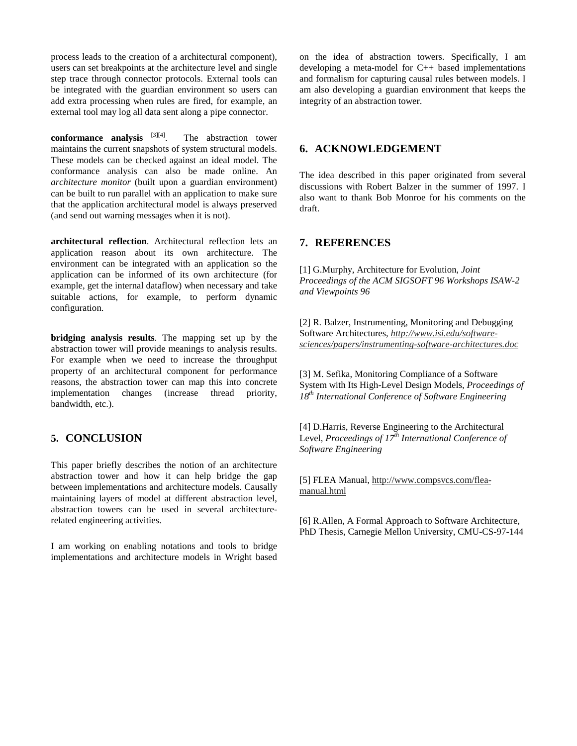process leads to the creation of a architectural component), users can set breakpoints at the architecture level and single step trace through connector protocols. External tools can be integrated with the guardian environment so users can add extra processing when rules are fired, for example, an external tool may log all data sent along a pipe connector.

**conformance analysis** [3][4]. The abstraction tower maintains the current snapshots of system structural models. These models can be checked against an ideal model. The conformance analysis can also be made online. An *architecture monitor* (built upon a guardian environment) can be built to run parallel with an application to make sure that the application architectural model is always preserved (and send out warning messages when it is not).

**architectural reflection**. Architectural reflection lets an application reason about its own architecture. The environment can be integrated with an application so the application can be informed of its own architecture (for example, get the internal dataflow) when necessary and take suitable actions, for example, to perform dynamic configuration.

**bridging analysis results**. The mapping set up by the abstraction tower will provide meanings to analysis results. For example when we need to increase the throughput property of an architectural component for performance reasons, the abstraction tower can map this into concrete implementation changes (increase thread priority, bandwidth, etc.).

## 5. CONCLUSION

This paper briefly describes the notion of an architecture abstraction tower and how it can help bridge the gap between implementations and architecture models. Causally maintaining layers of model at different abstraction level, abstraction towers can be used in several architecture-related engineering activities.

I am working on enabling notations and tools to bridge implementations and architecture models in Wright based on the idea of abstraction towers. Specifically, I am developing a meta-model for C++ based implementations and formalism for capturing causal rules between models. I am also developing a guardian environment that keeps the integrity of an abstraction tower.

## 6. ACKNOWLEDGEMENT

The idea described in this paper originated from several discussions with Robert Balzer in the summer of 1997. I also want to thank Bob Monroe for his comments on the draft.

## 7. REFERENCES

[1] G.Murphy, Architecture for Evolution, *Joint Proceedings of the ACM SIGSOFT 96 Workshops ISAW-2 and Viewpoints 96*

[2] R. Balzer, Instrumenting, Monitoring and Debugging Software Architectures, *http://www.isi.edu/software-sciences/papers/instrumenting-software-architectures.doc*

[3] M. Sefika, Monitoring Compliance of a Software System with Its High-Level Design Models, *Proceedings of 18th International Conference of Software Engineering*

[4] D.Harris, Reverse Engineering to the Architectural Level, *Proceedings of 17th International Conference of Software Engineering*

[5] FLEA Manual, http://www.compsvcs.com/flea-manual.html

[6] R.Allen, A Formal Approach to Software Architecture, PhD Thesis, Carnegie Mellon University, CMU-CS-97-144